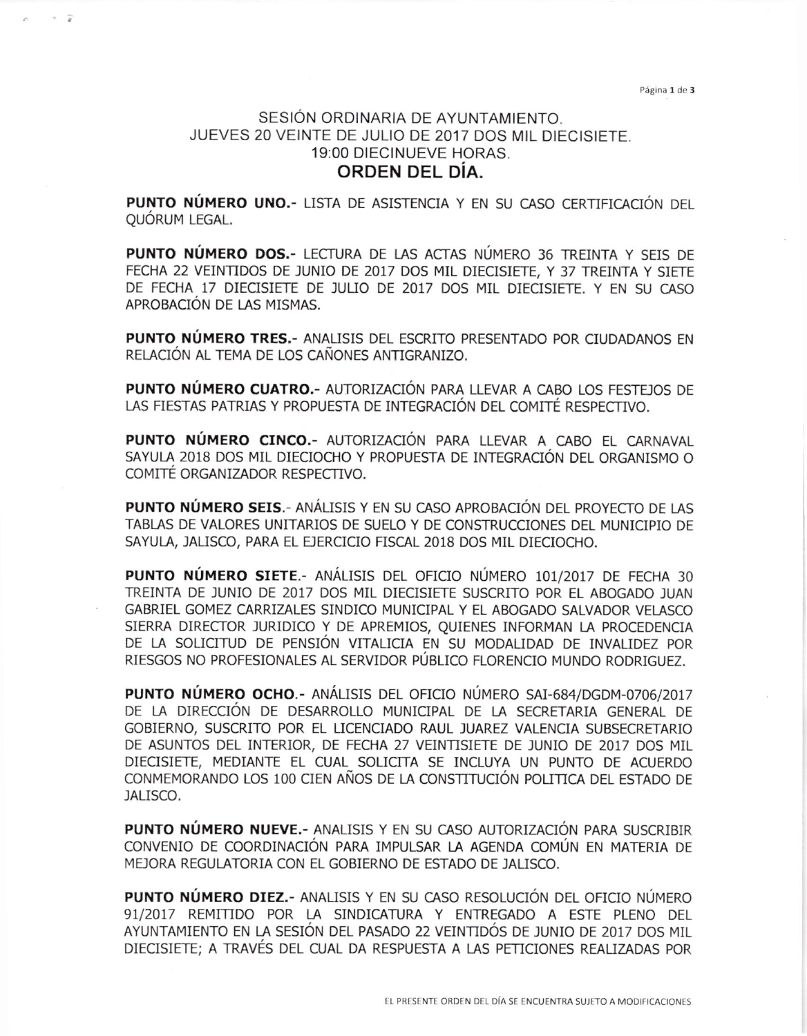# SESIÓN ORDINARIA DE AYUNTAMIENTO.
## JUEVES 20 VEINTE DE JULIO DE 2017 DOS MIL DIECISIETE.
## 19:00 DIECINUEVE HORAS.
## ORDEN DEL DÍA.

**PUNTO NÚMERO UNO.-** LISTA DE ASISTENCIA Y EN SU CASO CERTIFICACIÓN DEL QUÓRUM LEGAL.

**PUNTO NÚMERO DOS.-** LECTURA DE LAS ACTAS NÚMERO 36 TREINTA Y SEIS DE FECHA 22 VEINTIDOS DE JUNIO DE 2017 DOS MIL DIECISIETE, Y 37 TREINTA Y SIETE DE FECHA 17 DIECISIETE DE JULIO DE 2017 DOS MIL DIECISIETE. Y EN SU CASO APROBACIÓN DE LAS MISMAS.

**PUNTO NÚMERO TRES.-** ANALISIS DEL ESCRITO PRESENTADO POR CIUDADANOS EN RELACIÓN AL TEMA DE LOS CAÑONES ANTIGRANIZO.

**PUNTO NÚMERO CUATRO.-** AUTORIZACIÓN PARA LLEVAR A CABO LOS FESTEJOS DE LAS FIESTAS PATRIAS Y PROPUESTA DE INTEGRACIÓN DEL COMITÉ RESPECTIVO.

**PUNTO NÚMERO CINCO.-** AUTORIZACIÓN PARA LLEVAR A CABO EL CARNAVAL SAYULA 2018 DOS MIL DIECIOCHO Y PROPUESTA DE INTEGRACIÓN DEL ORGANISMO O COMITÉ ORGANIZADOR RESPECTIVO.

**PUNTO NÚMERO SEIS.-** ANÁLISIS Y EN SU CASO APROBACIÓN DEL PROYECTO DE LAS TABLAS DE VALORES UNITARIOS DE SUELO Y DE CONSTRUCCIONES DEL MUNICIPIO DE SAYULA, JALISCO, PARA EL EJERCICIO FISCAL 2018 DOS MIL DIECIOCHO.

**PUNTO NÚMERO SIETE.-** ANÁLISIS DEL OFICIO NÚMERO 101/2017 DE FECHA 30 TREINTA DE JUNIO DE 2017 DOS MIL DIECISIETE SUSCRITO POR EL ABOGADO JUAN GABRIEL GOMEZ CARRIZALES SINDICO MUNICIPAL Y EL ABOGADO SALVADOR VELASCO SIERRA DIRECTOR JURIDICO Y DE APREMIOS, QUIENES INFORMAN LA PROCEDENCIA DE LA SOLICITUD DE PENSIÓN VITALICIA EN SU MODALIDAD DE INVALIDEZ POR RIESGOS NO PROFESIONALES AL SERVIDOR PÚBLICO FLORENCIO MUNDO RODRIGUEZ.

**PUNTO NÚMERO OCHO.-** ANÁLISIS DEL OFICIO NÚMERO SAI-684/DGDM-0706/2017 DE LA DIRECCIÓN DE DESARROLLO MUNICIPAL DE LA SECRETARIA GENERAL DE GOBIERNO, SUSCRITO POR EL LICENCIADO RAUL JUAREZ VALENCIA SUBSECRETARIO DE ASUNTOS DEL INTERIOR, DE FECHA 27 VEINTISIETE DE JUNIO DE 2017 DOS MIL DIECISIETE, MEDIANTE EL CUAL SOLICITA SE INCLUYA UN PUNTO DE ACUERDO CONMEMORANDO LOS 100 CIEN AÑOS DE LA CONSTITUCIÓN POLITICA DEL ESTADO DE JALISCO.

**PUNTO NÚMERO NUEVE.-** ANALISIS Y EN SU CASO AUTORIZACIÓN PARA SUSCRIBIR CONVENIO DE COORDINACIÓN PARA IMPULSAR LA AGENDA COMÚN EN MATERIA DE MEJORA REGULATORIA CON EL GOBIERNO DE ESTADO DE JALISCO.

**PUNTO NÚMERO DIEZ.-** ANALISIS Y EN SU CASO RESOLUCIÓN DEL OFICIO NÚMERO 91/2017 REMITIDO POR LA SINDICATURA Y ENTREGADO A ESTE PLENO DEL AYUNTAMIENTO EN LA SESIÓN DEL PASADO 22 VEINTIDÓS DE JUNIO DE 2017 DOS MIL DIECISIETE; A TRAVÉS DEL CUAL DA RESPUESTA A LAS PETICIONES REALIZADAS POR

EL PRESENTE ORDEN DEL DÍA SE ENCUENTRA SUJETO A MODIFICACIONES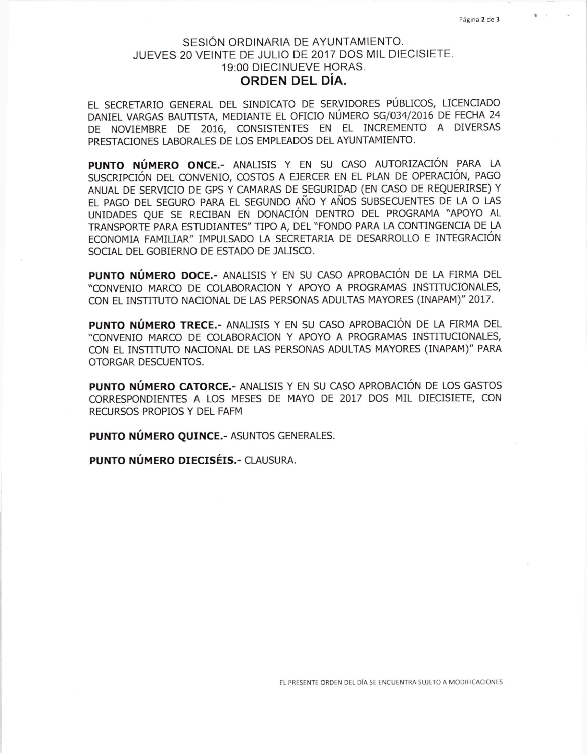SESIÓN ORDINARIA DE AYUNTAMIENTO.
JUEVES 20 VEINTE DE JULIO DE 2017 DOS MIL DIECISIETE.
19:00 DIECINUEVE HORAS.

# ORDEN DEL DÍA.

EL SECRETARIO GENERAL DEL SINDICATO DE SERVIDORES PÚBLICOS, LICENCIADO DANIEL VARGAS BAUTISTA, MEDIANTE EL OFICIO NÚMERO SG/034/2016 DE FECHA 24 DE NOVIEMBRE DE 2016, CONSISTENTES EN EL INCREMENTO A DIVERSAS PRESTACIONES LABORALES DE LOS EMPLEADOS DEL AYUNTAMIENTO.

**PUNTO NÚMERO ONCE.-** ANALISIS Y EN SU CASO AUTORIZACIÓN PARA LA SUSCRIPCIÓN DEL CONVENIO, COSTOS A EJERCER EN EL PLAN DE OPERACIÓN, PAGO ANUAL DE SERVICIO DE GPS Y CAMARAS DE SEGURIDAD (EN CASO DE REQUERIRSE) Y EL PAGO DEL SEGURO PARA EL SEGUNDO AÑO Y AÑOS SUBSECUENTES DE LA O LAS UNIDADES QUE SE RECIBAN EN DONACIÓN DENTRO DEL PROGRAMA "APOYO AL TRANSPORTE PARA ESTUDIANTES" TIPO A, DEL "FONDO PARA LA CONTINGENCIA DE LA ECONOMIA FAMILIAR" IMPULSADO LA SECRETARIA DE DESARROLLO E INTEGRACIÓN SOCIAL DEL GOBIERNO DE ESTADO DE JALISCO.

**PUNTO NÚMERO DOCE.-** ANALISIS Y EN SU CASO APROBACIÓN DE LA FIRMA DEL "CONVENIO MARCO DE COLABORACION Y APOYO A PROGRAMAS INSTITUCIONALES, CON EL INSTITUTO NACIONAL DE LAS PERSONAS ADULTAS MAYORES (INAPAM)" 2017.

**PUNTO NÚMERO TRECE.-** ANALISIS Y EN SU CASO APROBACIÓN DE LA FIRMA DEL "CONVENIO MARCO DE COLABORACION Y APOYO A PROGRAMAS INSTITUCIONALES, CON EL INSTITUTO NACIONAL DE LAS PERSONAS ADULTAS MAYORES (INAPAM)" PARA OTORGAR DESCUENTOS.

**PUNTO NÚMERO CATORCE.-** ANALISIS Y EN SU CASO APROBACIÓN DE LOS GASTOS CORRESPONDIENTES A LOS MESES DE MAYO DE 2017 DOS MIL DIECISIETE, CON RECURSOS PROPIOS Y DEL FAFM

**PUNTO NÚMERO QUINCE.-** ASUNTOS GENERALES.

**PUNTO NÚMERO DIECISÉIS.-** CLAUSURA.

EL PRESENTE ORDEN DEL DÍA SE ENCUENTRA SUJETO A MODIFICACIONES